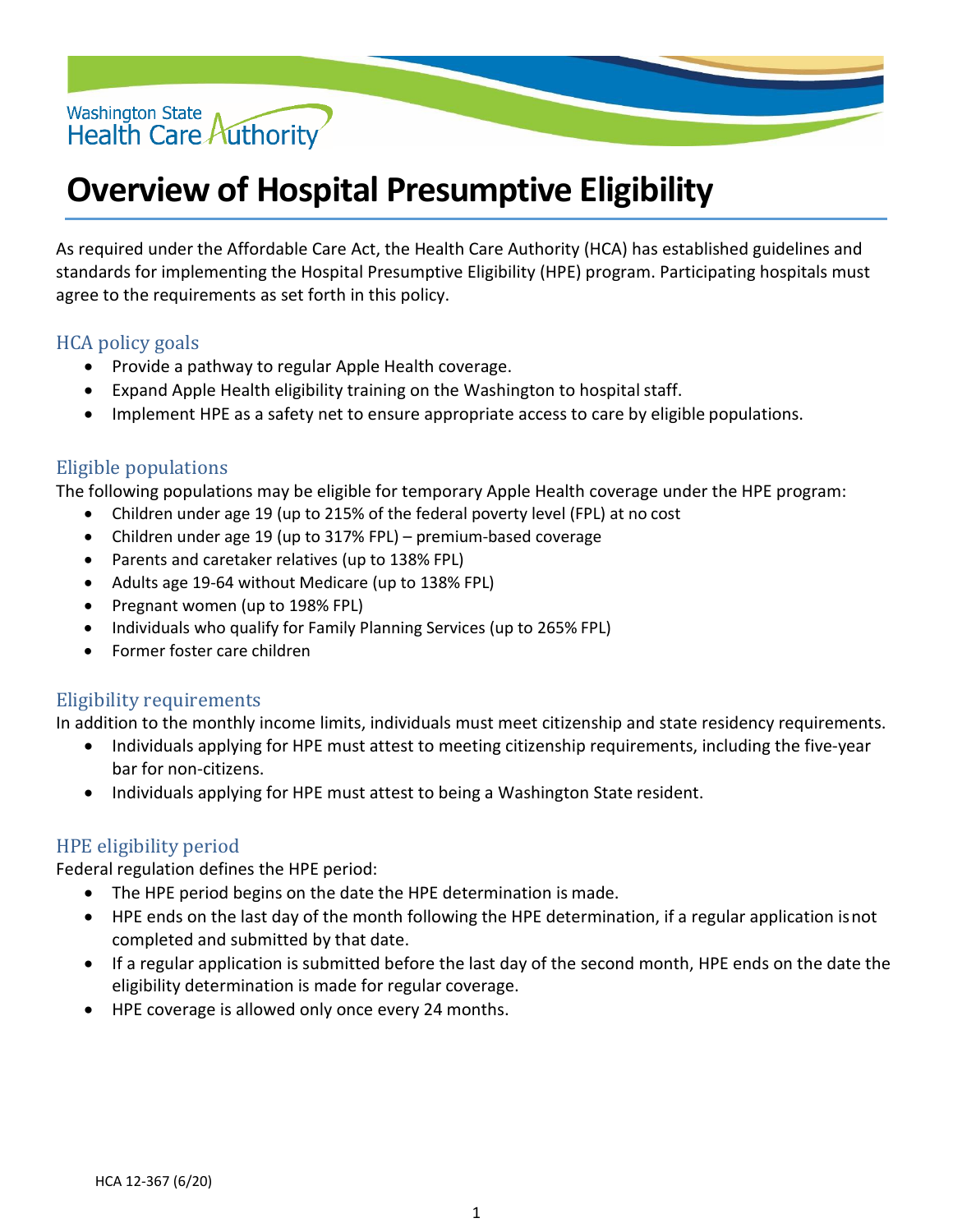Washington State Health Care Authority

# Overview of Hospital Presumptive Eligibility

As required under the Affordable Care Act, the Health Care Authority (HCA) has established guidelines and standards for implementing the Hospital Presumptive Eligibility (HPE) program. Participating hospitals must agree to the requirements as set forth in this policy.

## HCA policy goals

- Provide a pathway to regular Apple Health coverage.
- Expand Apple Health eligibility training on the Washington to hospital staff.
- Implement HPE as a safety net to ensure appropriate access to care by eligible populations.

## Eligible populations

The following populations may be eligible for temporary Apple Health coverage under the HPE program:

- Children under age 19 (up to 215% of the federal poverty level (FPL) at no cost
- Children under age 19 (up to 317% FPL) – premium-based coverage
- Parents and caretaker relatives (up to 138% FPL)
- Adults age 19-64 without Medicare (up to 138% FPL)
- Pregnant women (up to 198% FPL)
- Individuals who qualify for Family Planning Services (up to 265% FPL)
- Former foster care children

## Eligibility requirements

In addition to the monthly income limits, individuals must meet citizenship and state residency requirements.

- Individuals applying for HPE must attest to meeting citizenship requirements, including the five-year bar for non-citizens.
- Individuals applying for HPE must attest to being a Washington State resident.

## HPE eligibility period

Federal regulation defines the HPE period:

- The HPE period begins on the date the HPE determination is made.
- HPE ends on the last day of the month following the HPE determination, if a regular application is not completed and submitted by that date.
- If a regular application is submitted before the last day of the second month, HPE ends on the date the eligibility determination is made for regular coverage.
- HPE coverage is allowed only once every 24 months.

HCA 12-367 (6/20)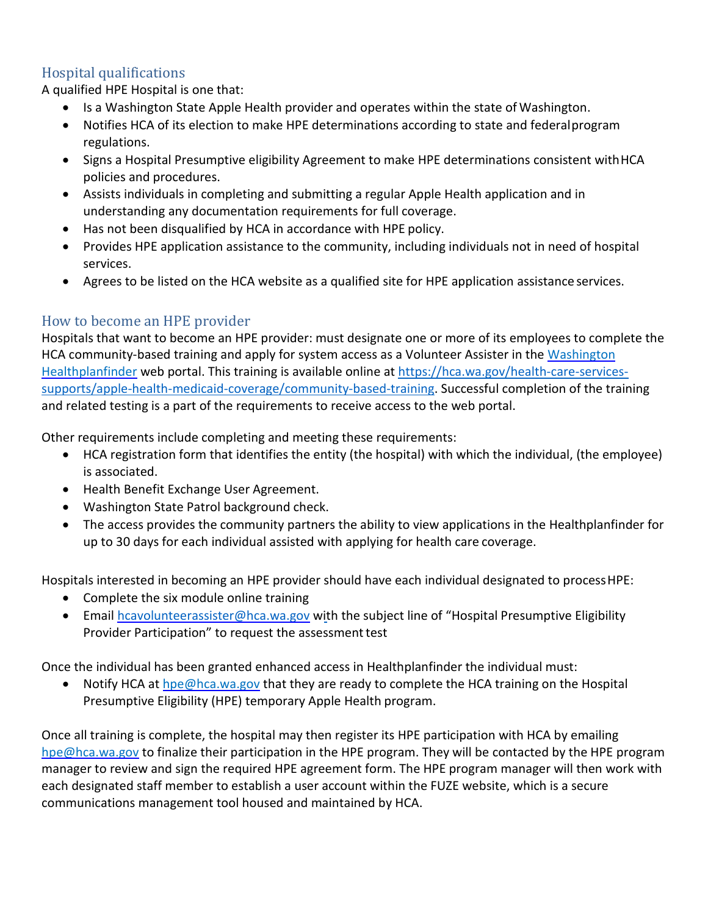## Hospital qualifications

A qualified HPE Hospital is one that:

- Is a Washington State Apple Health provider and operates within the state of Washington.
- Notifies HCA of its election to make HPE determinations according to state and federal program regulations.
- Signs a Hospital Presumptive eligibility Agreement to make HPE determinations consistent with HCA policies and procedures.
- Assists individuals in completing and submitting a regular Apple Health application and in understanding any documentation requirements for full coverage.
- Has not been disqualified by HCA in accordance with HPE policy.
- Provides HPE application assistance to the community, including individuals not in need of hospital services.
- Agrees to be listed on the HCA website as a qualified site for HPE application assistance services.

## How to become an HPE provider

Hospitals that want to become an HPE provider: must designate one or more of its employees to complete the HCA community-based training and apply for system access as a Volunteer Assister in the [Washington Healthplanfinder](Washington Healthplanfinder) web portal. This training is available online at [https://hca.wa.gov/health-care-services-supports/apple-health-medicaid-coverage/community-based-training](https://hca.wa.gov/health-care-services-supports/apple-health-medicaid-coverage/community-based-training). Successful completion of the training and related testing is a part of the requirements to receive access to the web portal.

Other requirements include completing and meeting these requirements:

- HCA registration form that identifies the entity (the hospital) with which the individual, (the employee) is associated.
- Health Benefit Exchange User Agreement.
- Washington State Patrol background check.
- The access provides the community partners the ability to view applications in the Healthplanfinder for up to 30 days for each individual assisted with applying for health care coverage.

Hospitals interested in becoming an HPE provider should have each individual designated to process HPE:

- Complete the six module online training
- Email [hcavolunteerassister@hca.wa.gov](mailto:hcavolunteerassister@hca.wa.gov) with the subject line of "Hospital Presumptive Eligibility Provider Participation" to request the assessment test

Once the individual has been granted enhanced access in Healthplanfinder the individual must:

- Notify HCA at [hpe@hca.wa.gov](mailto:hpe@hca.wa.gov) that they are ready to complete the HCA training on the Hospital Presumptive Eligibility (HPE) temporary Apple Health program.

Once all training is complete, the hospital may then register its HPE participation with HCA by emailing [hpe@hca.wa.gov](mailto:hpe@hca.wa.gov) to finalize their participation in the HPE program. They will be contacted by the HPE program manager to review and sign the required HPE agreement form. The HPE program manager will then work with each designated staff member to establish a user account within the FUZE website, which is a secure communications management tool housed and maintained by HCA.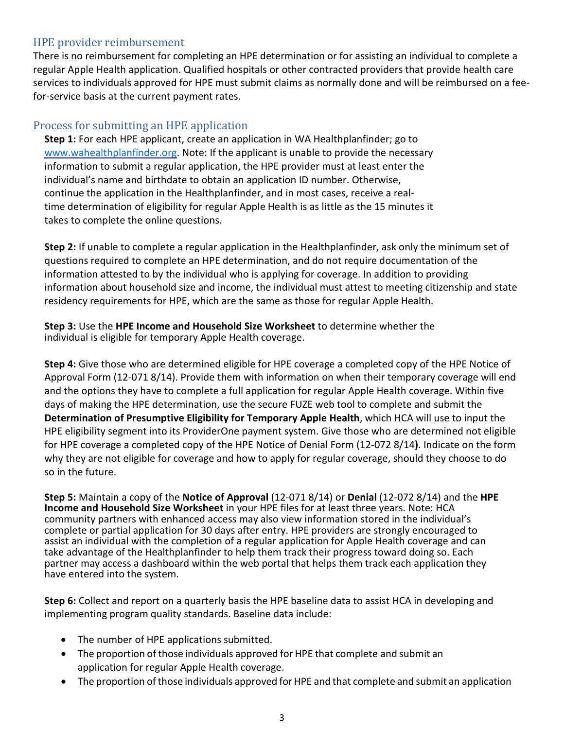## HPE provider reimbursement

There is no reimbursement for completing an HPE determination or for assisting an individual to complete a regular Apple Health application. Qualified hospitals or other contracted providers that provide health care services to individuals approved for HPE must submit claims as normally done and will be reimbursed on a fee-for-service basis at the current payment rates.

## Process for submitting an HPE application

**Step 1:** For each HPE applicant, create an application in WA Healthplanfinder; go to www.wahealthplanfinder.org. Note: If the applicant is unable to provide the necessary information to submit a regular application, the HPE provider must at least enter the individual's name and birthdate to obtain an application ID number. Otherwise, continue the application in the Healthplanfinder, and in most cases, receive a real-time determination of eligibility for regular Apple Health is as little as the 15 minutes it takes to complete the online questions.

**Step 2:** If unable to complete a regular application in the Healthplanfinder, ask only the minimum set of questions required to complete an HPE determination, and do not require documentation of the information attested to by the individual who is applying for coverage. In addition to providing information about household size and income, the individual must attest to meeting citizenship and state residency requirements for HPE, which are the same as those for regular Apple Health.

**Step 3:** Use the **HPE Income and Household Size Worksheet** to determine whether the individual is eligible for temporary Apple Health coverage.

**Step 4:** Give those who are determined eligible for HPE coverage a completed copy of the HPE Notice of Approval Form (12-071 8/14). Provide them with information on when their temporary coverage will end and the options they have to complete a full application for regular Apple Health coverage. Within five days of making the HPE determination, use the secure FUZE web tool to complete and submit the **Determination of Presumptive Eligibility for Temporary Apple Health**, which HCA will use to input the HPE eligibility segment into its ProviderOne payment system. Give those who are determined not eligible for HPE coverage a completed copy of the HPE Notice of Denial Form (12-072 8/14). Indicate on the form why they are not eligible for coverage and how to apply for regular coverage, should they choose to do so in the future.

**Step 5:** Maintain a copy of the **Notice of Approval** (12-071 8/14) or **Denial** (12-072 8/14) and the **HPE Income and Household Size Worksheet** in your HPE files for at least three years. Note: HCA community partners with enhanced access may also view information stored in the individual's complete or partial application for 30 days after entry. HPE providers are strongly encouraged to assist an individual with the completion of a regular application for Apple Health coverage and can take advantage of the Healthplanfinder to help them track their progress toward doing so. Each partner may access a dashboard within the web portal that helps them track each application they have entered into the system.

**Step 6:** Collect and report on a quarterly basis the HPE baseline data to assist HCA in developing and implementing program quality standards. Baseline data include:

- The number of HPE applications submitted.
- The proportion of those individuals approved for HPE that complete and submit an application for regular Apple Health coverage.
- The proportion of those individuals approved for HPE and that complete and submit an application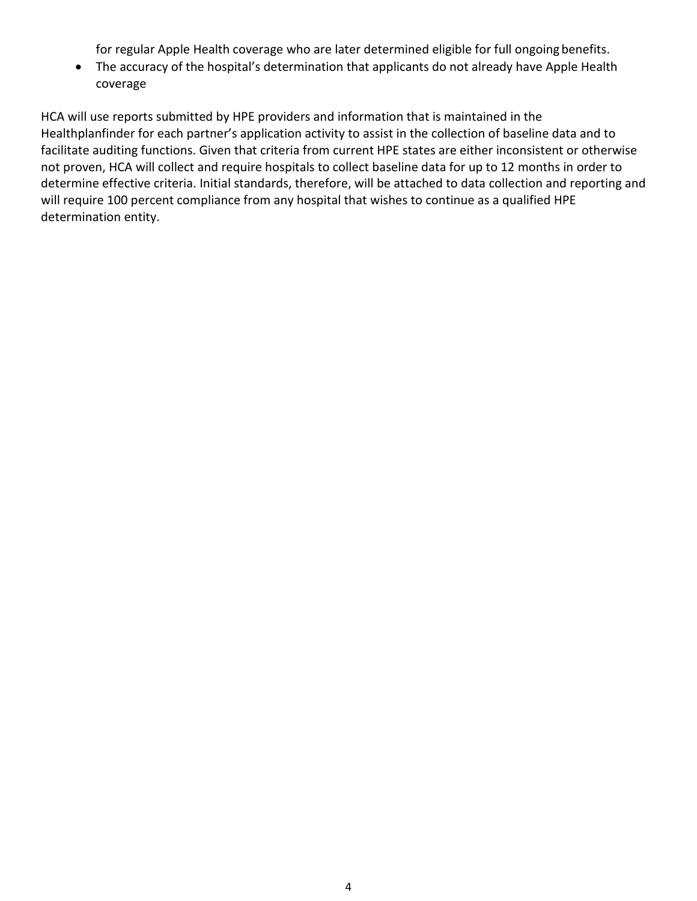for regular Apple Health coverage who are later determined eligible for full ongoing benefits.

- The accuracy of the hospital's determination that applicants do not already have Apple Health coverage

HCA will use reports submitted by HPE providers and information that is maintained in the Healthplanfinder for each partner's application activity to assist in the collection of baseline data and to facilitate auditing functions. Given that criteria from current HPE states are either inconsistent or otherwise not proven, HCA will collect and require hospitals to collect baseline data for up to 12 months in order to determine effective criteria. Initial standards, therefore, will be attached to data collection and reporting and will require 100 percent compliance from any hospital that wishes to continue as a qualified HPE determination entity.